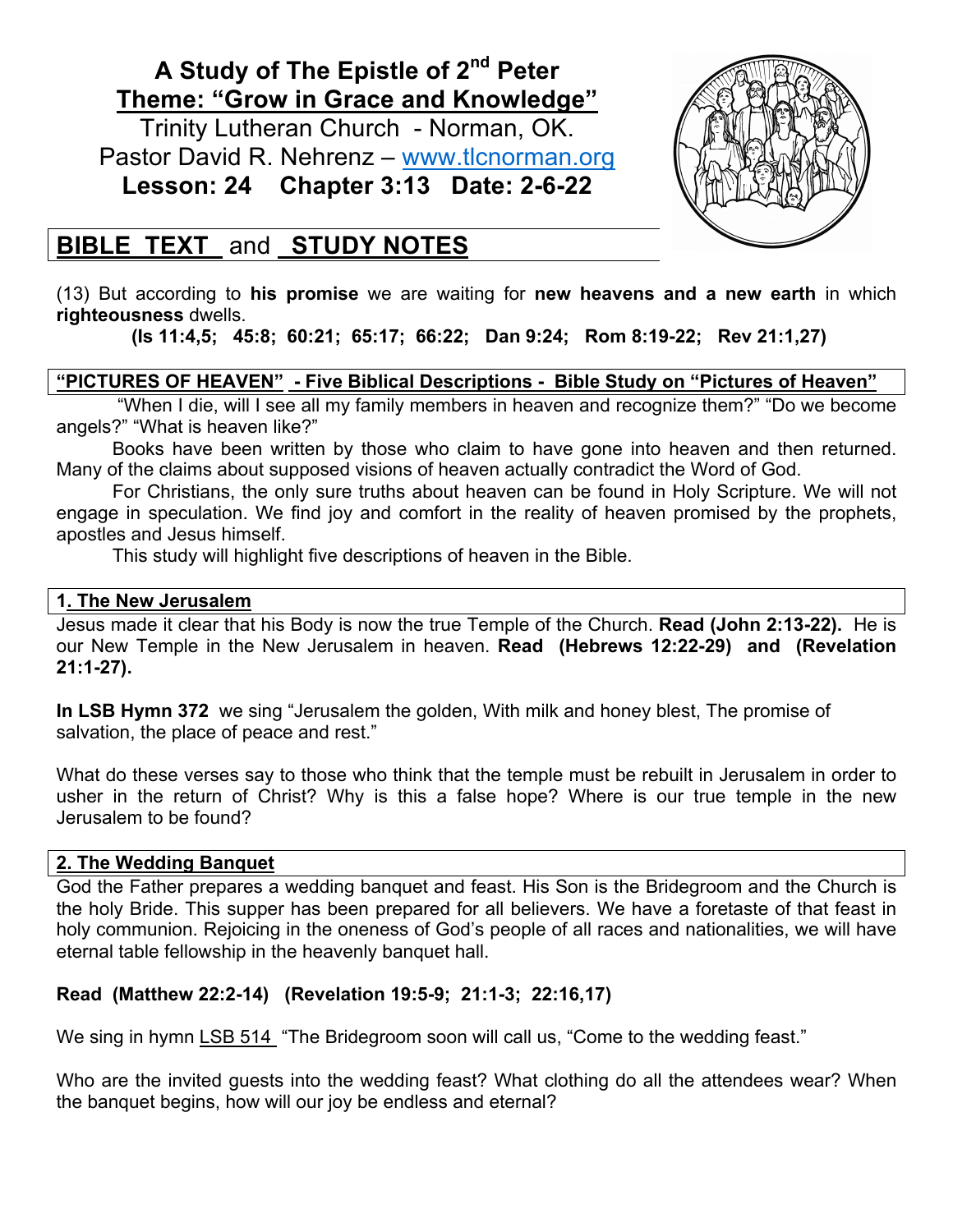# A Study of The Epistle of 2nd Peter

## Theme: "Grow in Grace and Knowledge"

Trinity Lutheran Church - Norman, OK.
Pastor David R. Nehrenz – www.tlcnorman.org

**Lesson: 24 Chapter 3:13 Date: 2-6-22**

## BIBLE TEXT and STUDY NOTES

(13) But according to **his promise** we are waiting for **new heavens and a new earth** in which **righteousness** dwells.

**(Is 11:4,5; 45:8; 60:21; 65:17; 66:22; Dan 9:24; Rom 8:19-22; Rev 21:1,27)**

### "PICTURES OF HEAVEN" - Five Biblical Descriptions - Bible Study on "Pictures of Heaven"

"When I die, will I see all my family members in heaven and recognize them?" "Do we become angels?" "What is heaven like?"

Books have been written by those who claim to have gone into heaven and then returned. Many of the claims about supposed visions of heaven actually contradict the Word of God.

For Christians, the only sure truths about heaven can be found in Holy Scripture. We will not engage in speculation. We find joy and comfort in the reality of heaven promised by the prophets, apostles and Jesus himself.

This study will highlight five descriptions of heaven in the Bible.

### 1. The New Jerusalem

Jesus made it clear that his Body is now the true Temple of the Church. **Read (John 2:13-22).** He is our New Temple in the New Jerusalem in heaven. **Read (Hebrews 12:22-29) and (Revelation 21:1-27).**

**In LSB Hymn 372** we sing "Jerusalem the golden, With milk and honey blest, The promise of salvation, the place of peace and rest."

What do these verses say to those who think that the temple must be rebuilt in Jerusalem in order to usher in the return of Christ? Why is this a false hope? Where is our true temple in the new Jerusalem to be found?

### 2. The Wedding Banquet

God the Father prepares a wedding banquet and feast. His Son is the Bridegroom and the Church is the holy Bride. This supper has been prepared for all believers. We have a foretaste of that feast in holy communion. Rejoicing in the oneness of God's people of all races and nationalities, we will have eternal table fellowship in the heavenly banquet hall.

**Read (Matthew 22:2-14) (Revelation 19:5-9; 21:1-3; 22:16,17)**

We sing in hymn LSB 514 "The Bridegroom soon will call us, "Come to the wedding feast."

Who are the invited guests into the wedding feast? What clothing do all the attendees wear? When the banquet begins, how will our joy be endless and eternal?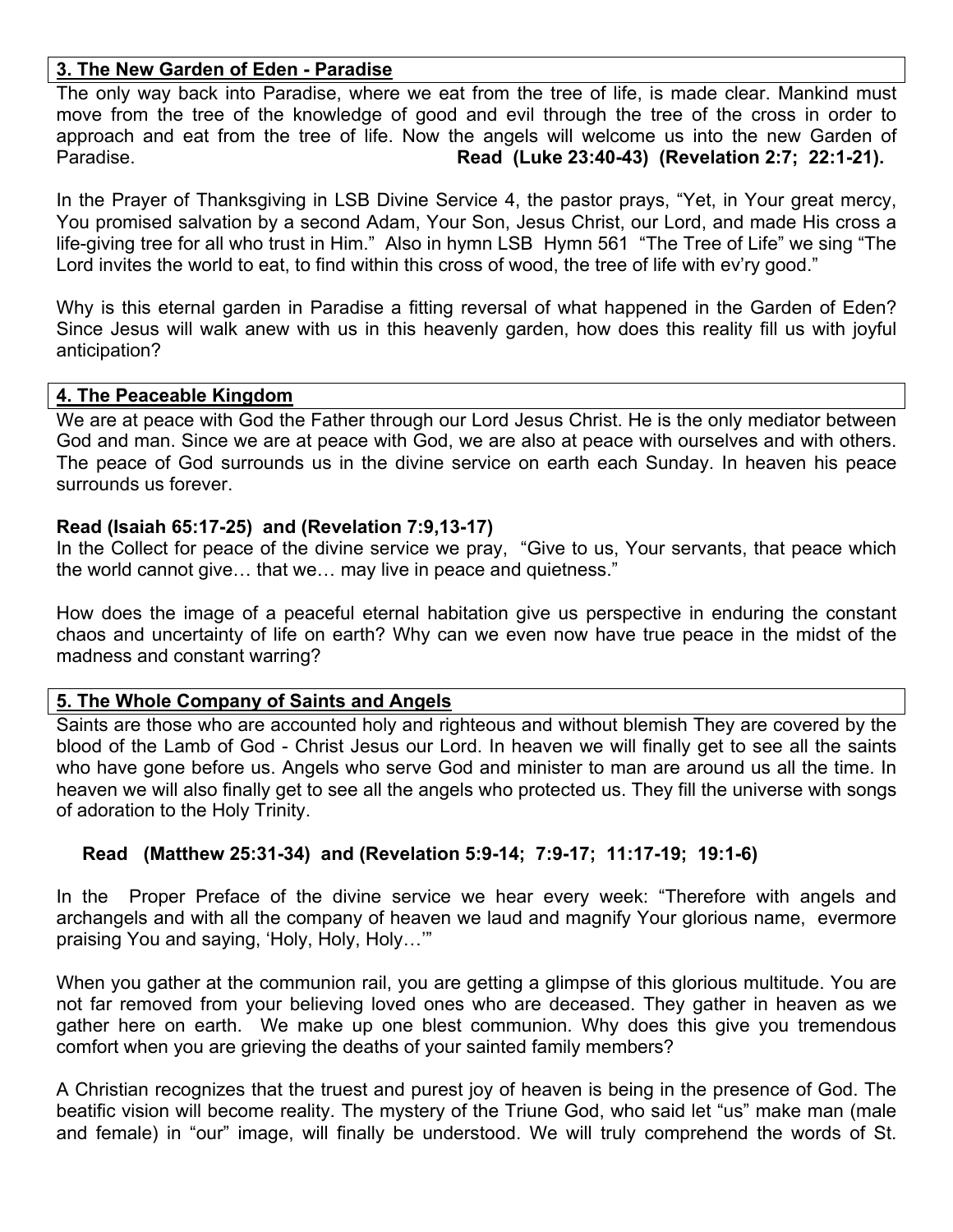## 3. The New Garden of Eden - Paradise

The only way back into Paradise, where we eat from the tree of life, is made clear. Mankind must move from the tree of the knowledge of good and evil through the tree of the cross in order to approach and eat from the tree of life. Now the angels will welcome us into the new Garden of Paradise. **Read (Luke 23:40-43) (Revelation 2:7; 22:1-21).**

In the Prayer of Thanksgiving in LSB Divine Service 4, the pastor prays, "Yet, in Your great mercy, You promised salvation by a second Adam, Your Son, Jesus Christ, our Lord, and made His cross a life-giving tree for all who trust in Him." Also in hymn LSB Hymn 561 "The Tree of Life" we sing "The Lord invites the world to eat, to find within this cross of wood, the tree of life with ev'ry good."

Why is this eternal garden in Paradise a fitting reversal of what happened in the Garden of Eden? Since Jesus will walk anew with us in this heavenly garden, how does this reality fill us with joyful anticipation?

## 4. The Peaceable Kingdom

We are at peace with God the Father through our Lord Jesus Christ. He is the only mediator between God and man. Since we are at peace with God, we are also at peace with ourselves and with others. The peace of God surrounds us in the divine service on earth each Sunday. In heaven his peace surrounds us forever.

**Read (Isaiah 65:17-25) and (Revelation 7:9,13-17)**

In the Collect for peace of the divine service we pray, "Give to us, Your servants, that peace which the world cannot give… that we… may live in peace and quietness."

How does the image of a peaceful eternal habitation give us perspective in enduring the constant chaos and uncertainty of life on earth? Why can we even now have true peace in the midst of the madness and constant warring?

## 5. The Whole Company of Saints and Angels

Saints are those who are accounted holy and righteous and without blemish They are covered by the blood of the Lamb of God - Christ Jesus our Lord. In heaven we will finally get to see all the saints who have gone before us. Angels who serve God and minister to man are around us all the time. In heaven we will also finally get to see all the angels who protected us. They fill the universe with songs of adoration to the Holy Trinity.

**Read (Matthew 25:31-34) and (Revelation 5:9-14; 7:9-17; 11:17-19; 19:1-6)**

In the Proper Preface of the divine service we hear every week: "Therefore with angels and archangels and with all the company of heaven we laud and magnify Your glorious name, evermore praising You and saying, 'Holy, Holy, Holy…'"

When you gather at the communion rail, you are getting a glimpse of this glorious multitude. You are not far removed from your believing loved ones who are deceased. They gather in heaven as we gather here on earth. We make up one blest communion. Why does this give you tremendous comfort when you are grieving the deaths of your sainted family members?

A Christian recognizes that the truest and purest joy of heaven is being in the presence of God. The beatific vision will become reality. The mystery of the Triune God, who said let "us" make man (male and female) in "our" image, will finally be understood. We will truly comprehend the words of St.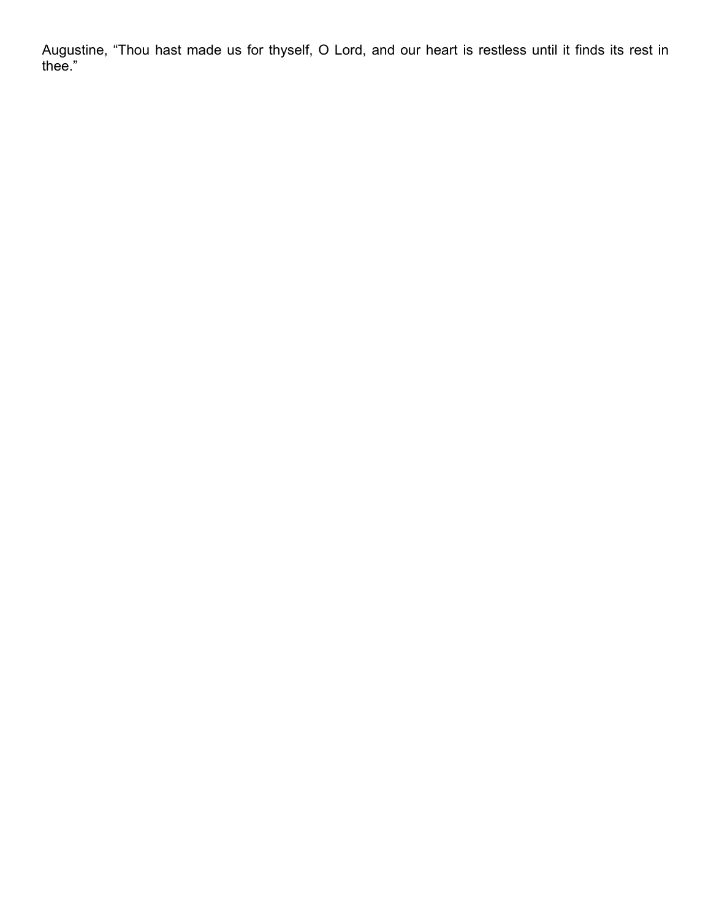Augustine, “Thou hast made us for thyself, O Lord, and our heart is restless until it finds its rest in thee.”